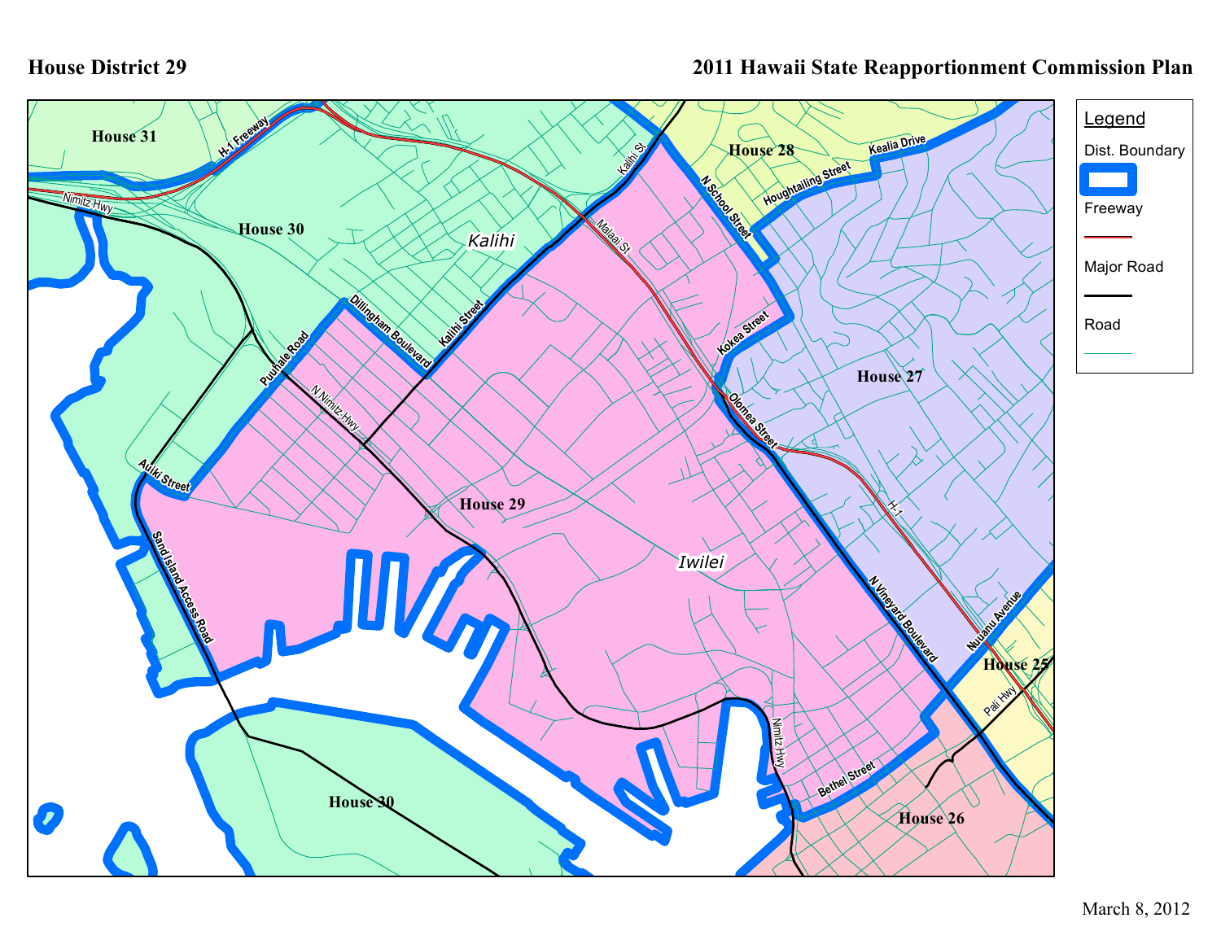# House District 29

## 2011 Hawaii State Reapportionment Commission Plan

**Legend**

- Dist. Boundary
- Freeway
- Major Road
- Road

House 31

House 30

House 28

House 27

House 29

House 30

House 26

House 25

Kalihi

Iwilei

H-1 Freeway

Nimitz Hwy

Kalihi St

Malaai St

N School Street

Houghtailing Street

Kealia Drive

Kokea Street

Olomea Street

H-1

Dillingham Boulevard

Kalihi Street

Puuhale Road

N Nimitz Hwy

Auiki Street

Sand Island Access Road

N Vineyard Boulevard

Nuuanu Avenue

Pali Hwy

Nimitz Hwy

Bethel Street

March 8, 2012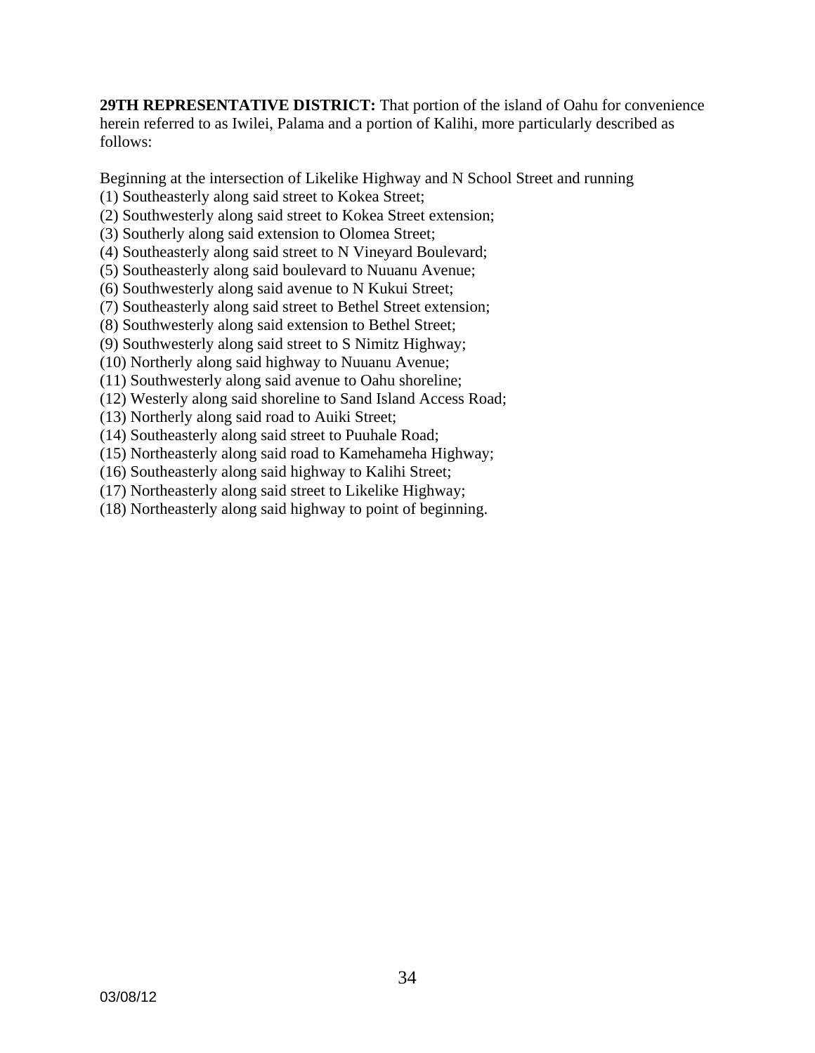**29TH REPRESENTATIVE DISTRICT:** That portion of the island of Oahu for convenience herein referred to as Iwilei, Palama and a portion of Kalihi, more particularly described as follows:

Beginning at the intersection of Likelike Highway and N School Street and running
(1) Southeasterly along said street to Kokea Street;
(2) Southwesterly along said street to Kokea Street extension;
(3) Southerly along said extension to Olomea Street;
(4) Southeasterly along said street to N Vineyard Boulevard;
(5) Southeasterly along said boulevard to Nuuanu Avenue;
(6) Southwesterly along said avenue to N Kukui Street;
(7) Southeasterly along said street to Bethel Street extension;
(8) Southwesterly along said extension to Bethel Street;
(9) Southwesterly along said street to S Nimitz Highway;
(10) Northerly along said highway to Nuuanu Avenue;
(11) Southwesterly along said avenue to Oahu shoreline;
(12) Westerly along said shoreline to Sand Island Access Road;
(13) Northerly along said road to Auiki Street;
(14) Southeasterly along said street to Puuhale Road;
(15) Northeasterly along said road to Kamehameha Highway;
(16) Southeasterly along said highway to Kalihi Street;
(17) Northeasterly along said street to Likelike Highway;
(18) Northeasterly along said highway to point of beginning.

03/08/12